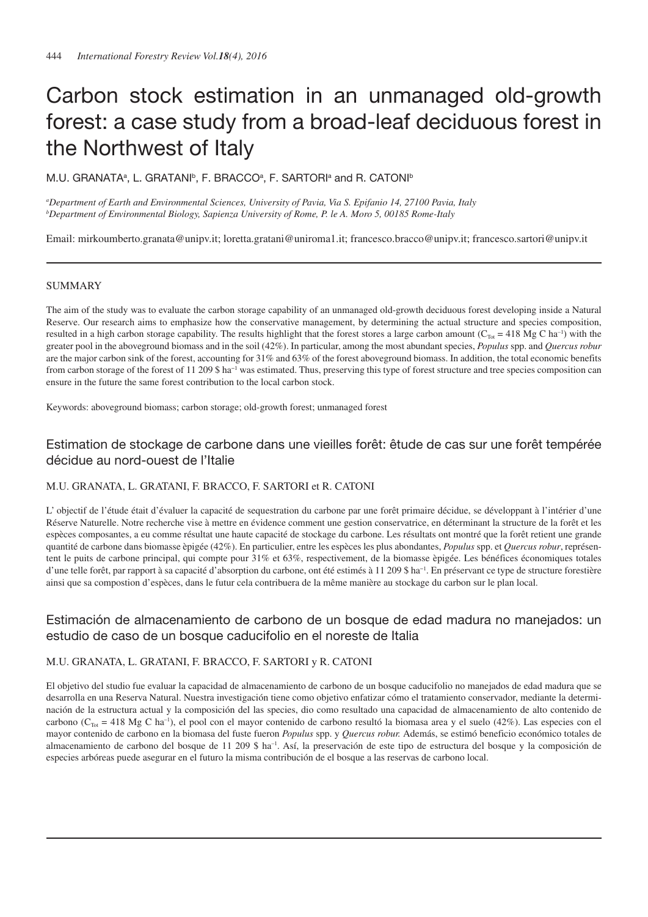# Carbon stock estimation in an unmanaged old-growth forest: a case study from a broad-leaf deciduous forest in the Northwest of Italy

M.U. GRANATA[a], L. GRATANI[b], F. BRACCO[a], F. SARTORI[a] and R. CATONI[b]

[a]*Department of Earth and Environmental Sciences, University of Pavia, Via S. Epifanio 14, 27100 Pavia, Italy*
[b]*Department of Environmental Biology, Sapienza University of Rome, P. le A. Moro 5, 00185 Rome-Italy*

Email: mirkoumberto.granata@unipv.it; loretta.gratani@uniroma1.it; francesco.bracco@unipv.it; francesco.sartori@unipv.it

## SUMMARY

The aim of the study was to evaluate the carbon storage capability of an unmanaged old-growth deciduous forest developing inside a Natural Reserve. Our research aims to emphasize how the conservative management, by determining the actual structure and species composition, resulted in a high carbon storage capability. The results highlight that the forest stores a large carbon amount ($C_{Tot}$ = 418 Mg C $ha^{-1}$) with the greater pool in the aboveground biomass and in the soil (42%). In particular, among the most abundant species, *Populus* spp. and *Quercus robur* are the major carbon sink of the forest, accounting for 31% and 63% of the forest aboveground biomass. In addition, the total economic benefits from carbon storage of the forest of 11 209 \$ $ha^{-1}$ was estimated. Thus, preserving this type of forest structure and tree species composition can ensure in the future the same forest contribution to the local carbon stock.

Keywords: aboveground biomass; carbon storage; old-growth forest; unmanaged forest

## Estimation de stockage de carbone dans une vieilles forêt: êtude de cas sur une forêt tempérée décidue au nord-ouest de l'Italie

M.U. GRANATA, L. GRATANI, F. BRACCO, F. SARTORI et R. CATONI

L' objectif de l'étude était d'évaluer la capacité de sequestration du carbone par une forêt primaire décidue, se développant à l'intérier d'une Réserve Naturelle. Notre recherche vise à mettre en évidence comment une gestion conservatrice, en déterminant la structure de la forêt et les espèces composantes, a eu comme résultat une haute capacité de stockage du carbone. Les résultats ont montré que la forêt retient une grande quantité de carbone dans biomasse èpigée (42%). En particulier, entre les espèces les plus abondantes, *Populus* spp. et *Quercus robur*, représentent le puits de carbone principal, qui compte pour 31% et 63%, respectivement, de la biomasse èpigée. Les bénéfices économiques totales d'une telle forêt, par rapport à sa capacité d'absorption du carbone, ont été estimés à 11 209 \$ $ha^{-1}$. En préservant ce type de structure forestière ainsi que sa compostion d'espèces, dans le futur cela contribuera de la même manière au stockage du carbon sur le plan local.

## Estimación de almacenamiento de carbono de un bosque de edad madura no manejados: un estudio de caso de un bosque caducifolio en el noreste de Italia

M.U. GRANATA, L. GRATANI, F. BRACCO, F. SARTORI y R. CATONI

El objetivo del studio fue evaluar la capacidad de almacenamiento de carbono de un bosque caducifolio no manejados de edad madura que se desarrolla en una Reserva Natural. Nuestra investigación tiene como objetivo enfatizar cómo el tratamiento conservador, mediante la determinación de la estructura actual y la composición del las species, dio como resultado una capacidad de almacenamiento de alto contenido de carbono ($C_{Tot}$ = 418 Mg C $ha^{-1}$), el pool con el mayor contenido de carbono resultó la biomasa area y el suelo (42%). Las especies con el mayor contenido de carbono en la biomasa del fuste fueron *Populus* spp. y *Quercus robur.* Además, se estimó beneficio económico totales de almacenamiento de carbono del bosque de 11 209 \$ $ha^{-1}$. Así, la preservación de este tipo de estructura del bosque y la composición de especies arbóreas puede asegurar en el futuro la misma contribución de el bosque a las reservas de carbono local.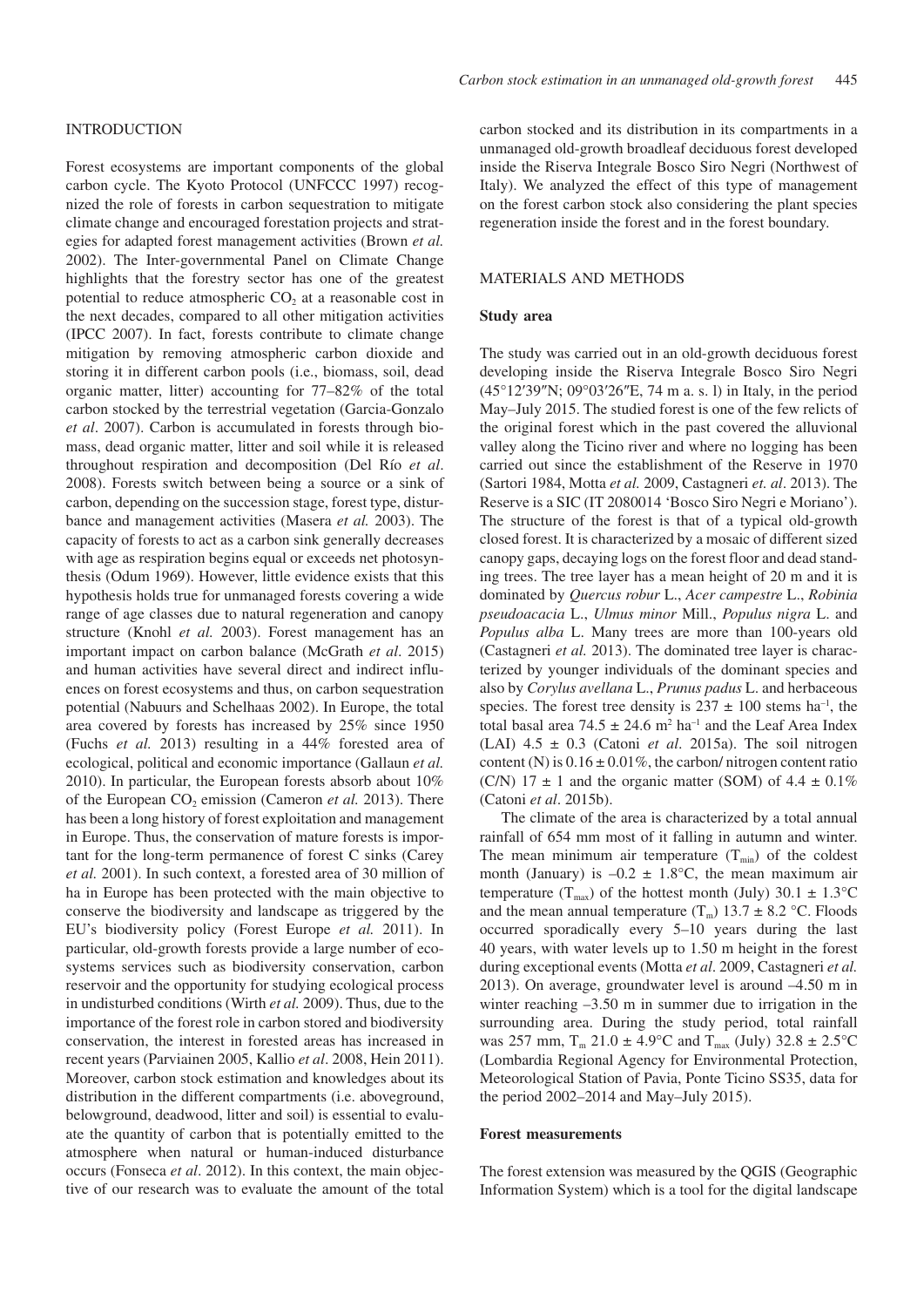## INTRODUCTION

Forest ecosystems are important components of the global carbon cycle. The Kyoto Protocol (UNFCCC 1997) recognized the role of forests in carbon sequestration to mitigate climate change and encouraged forestation projects and strategies for adapted forest management activities (Brown *et al.* 2002). The Inter-governmental Panel on Climate Change highlights that the forestry sector has one of the greatest potential to reduce atmospheric $CO_2$ at a reasonable cost in the next decades, compared to all other mitigation activities (IPCC 2007). In fact, forests contribute to climate change mitigation by removing atmospheric carbon dioxide and storing it in different carbon pools (i.e., biomass, soil, dead organic matter, litter) accounting for 77–82% of the total carbon stocked by the terrestrial vegetation (Garcia-Gonzalo *et al*. 2007). Carbon is accumulated in forests through biomass, dead organic matter, litter and soil while it is released throughout respiration and decomposition (Del Río *et al*. 2008). Forests switch between being a source or a sink of carbon, depending on the succession stage, forest type, disturbance and management activities (Masera *et al.* 2003). The capacity of forests to act as a carbon sink generally decreases with age as respiration begins equal or exceeds net photosynthesis (Odum 1969). However, little evidence exists that this hypothesis holds true for unmanaged forests covering a wide range of age classes due to natural regeneration and canopy structure (Knohl *et al.* 2003). Forest management has an important impact on carbon balance (McGrath *et al*. 2015) and human activities have several direct and indirect influences on forest ecosystems and thus, on carbon sequestration potential (Nabuurs and Schelhaas 2002). In Europe, the total area covered by forests has increased by 25% since 1950 (Fuchs *et al.* 2013) resulting in a 44% forested area of ecological, political and economic importance (Gallaun *et al.* 2010). In particular, the European forests absorb about 10% of the European $CO_2$ emission (Cameron *et al.* 2013). There has been a long history of forest exploitation and management in Europe. Thus, the conservation of mature forests is important for the long-term permanence of forest C sinks (Carey *et al.* 2001). In such context, a forested area of 30 million of ha in Europe has been protected with the main objective to conserve the biodiversity and landscape as triggered by the EU's biodiversity policy (Forest Europe *et al.* 2011). In particular, old-growth forests provide a large number of ecosystems services such as biodiversity conservation, carbon reservoir and the opportunity for studying ecological process in undisturbed conditions (Wirth *et al.* 2009). Thus, due to the importance of the forest role in carbon stored and biodiversity conservation, the interest in forested areas has increased in recent years (Parviainen 2005, Kallio *et al*. 2008, Hein 2011). Moreover, carbon stock estimation and knowledges about its distribution in the different compartments (i.e. aboveground, belowground, deadwood, litter and soil) is essential to evaluate the quantity of carbon that is potentially emitted to the atmosphere when natural or human-induced disturbance occurs (Fonseca *et al*. 2012). In this context, the main objective of our research was to evaluate the amount of the total carbon stocked and its distribution in its compartments in a unmanaged old-growth broadleaf deciduous forest developed inside the Riserva Integrale Bosco Siro Negri (Northwest of Italy). We analyzed the effect of this type of management on the forest carbon stock also considering the plant species regeneration inside the forest and in the forest boundary.

## MATERIALS AND METHODS

### Study area

The study was carried out in an old-growth deciduous forest developing inside the Riserva Integrale Bosco Siro Negri (45°12′39″N; 09°03′26″E, 74 m a. s. l) in Italy, in the period May–July 2015. The studied forest is one of the few relicts of the original forest which in the past covered the alluvional valley along the Ticino river and where no logging has been carried out since the establishment of the Reserve in 1970 (Sartori 1984, Motta *et al.* 2009, Castagneri *et. al*. 2013). The Reserve is a SIC (IT 2080014 'Bosco Siro Negri e Moriano'). The structure of the forest is that of a typical old-growth closed forest. It is characterized by a mosaic of different sized canopy gaps, decaying logs on the forest floor and dead standing trees. The tree layer has a mean height of 20 m and it is dominated by *Quercus robur* L., *Acer campestre* L., *Robinia pseudoacacia* L., *Ulmus minor* Mill., *Populus nigra* L. and *Populus alba* L. Many trees are more than 100-years old (Castagneri *et al.* 2013). The dominated tree layer is characterized by younger individuals of the dominant species and also by *Corylus avellana* L., *Prunus padus* L. and herbaceous species. The forest tree density is 237 ± 100 stems $ha^{-1}$, the total basal area 74.5 ± 24.6 $m^2$ $ha^{-1}$ and the Leaf Area Index (LAI) 4.5 ± 0.3 (Catoni *et al*. 2015a). The soil nitrogen content (N) is 0.16 ± 0.01%, the carbon/ nitrogen content ratio (C/N) 17 ± 1 and the organic matter (SOM) of 4.4 ± 0.1% (Catoni *et al*. 2015b).

The climate of the area is characterized by a total annual rainfall of 654 mm most of it falling in autumn and winter. The mean minimum air temperature ($T_{min}$) of the coldest month (January) is –0.2 ± 1.8°C, the mean maximum air temperature ($T_{max}$) of the hottest month (July) 30.1 ± 1.3°C and the mean annual temperature ($T_m$) 13.7 ± 8.2 °C. Floods occurred sporadically every 5–10 years during the last 40 years, with water levels up to 1.50 m height in the forest during exceptional events (Motta *et al*. 2009, Castagneri *et al.* 2013). On average, groundwater level is around –4.50 m in winter reaching –3.50 m in summer due to irrigation in the surrounding area. During the study period, total rainfall was 257 mm, $T_m$ 21.0 ± 4.9°C and $T_{max}$ (July) 32.8 ± 2.5°C (Lombardia Regional Agency for Environmental Protection, Meteorological Station of Pavia, Ponte Ticino SS35, data for the period 2002–2014 and May–July 2015).

### Forest measurements

The forest extension was measured by the QGIS (Geographic Information System) which is a tool for the digital landscape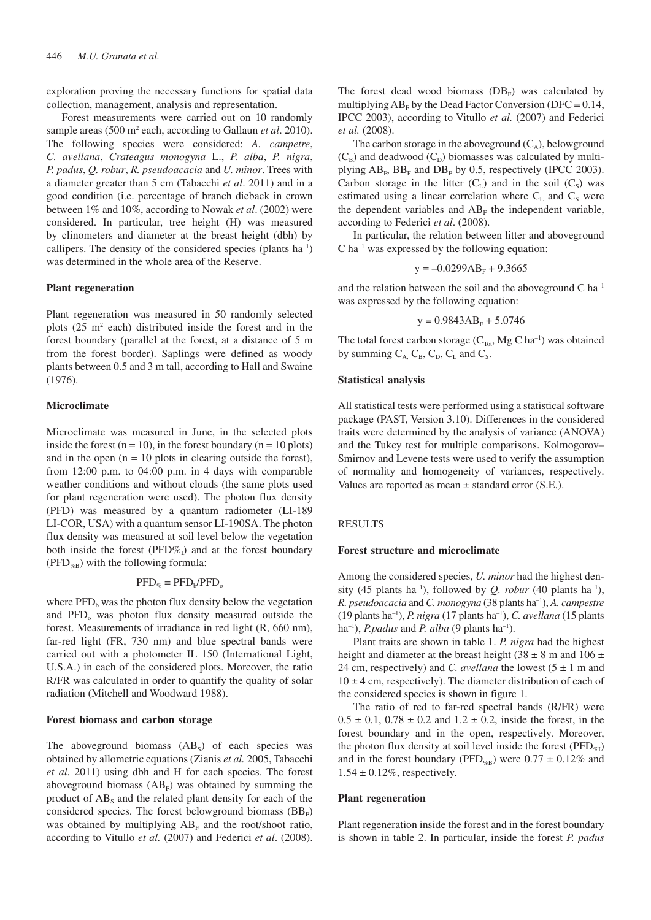exploration proving the necessary functions for spatial data collection, management, analysis and representation.

Forest measurements were carried out on 10 randomly sample areas (500 m$^2$ each, according to Gallaun *et al*. 2010). The following species were considered: *A. campetre*, *C. avellana*, *Crateagus monogyna* L., *P. alba*, *P. nigra*, *P. padus*, *Q. robur*, *R. pseudoacacia* and *U. minor*. Trees with a diameter greater than 5 cm (Tabacchi *et al*. 2011) and in a good condition (i.e. percentage of branch dieback in crown between 1% and 10%, according to Nowak *et al*. (2002) were considered. In particular, tree height (H) was measured by clinometers and diameter at the breast height (dbh) by callipers. The density of the considered species (plants ha$^{-1}$) was determined in the whole area of the Reserve.

### Plant regeneration

Plant regeneration was measured in 50 randomly selected plots (25 m$^2$ each) distributed inside the forest and in the forest boundary (parallel at the forest, at a distance of 5 m from the forest border). Saplings were defined as woody plants between 0.5 and 3 m tall, according to Hall and Swaine (1976).

### Microclimate

Microclimate was measured in June, in the selected plots inside the forest (n = 10), in the forest boundary (n = 10 plots) and in the open (n = 10 plots in clearing outside the forest), from 12:00 p.m. to 04:00 p.m. in 4 days with comparable weather conditions and without clouds (the same plots used for plant regeneration were used). The photon flux density (PFD) was measured by a quantum radiometer (LI-189 LI-COR, USA) with a quantum sensor LI-190SA. The photon flux density was measured at soil level below the vegetation both inside the forest ($PFD\%_I$) and at the forest boundary ($PFD_{\%B}$) with the following formula:

$$PFD_{\%} = PFD_b/PFD_o$$

where $PFD_b$ was the photon flux density below the vegetation and $PFD_o$ was photon flux density measured outside the forest. Measurements of irradiance in red light (R, 660 nm), far-red light (FR, 730 nm) and blue spectral bands were carried out with a photometer IL 150 (International Light, U.S.A.) in each of the considered plots. Moreover, the ratio R/FR was calculated in order to quantify the quality of solar radiation (Mitchell and Woodward 1988).

### Forest biomass and carbon storage

The aboveground biomass ($AB_S$) of each species was obtained by allometric equations (Zianis *et al.* 2005, Tabacchi *et al*. 2011) using dbh and H for each species. The forest aboveground biomass ($AB_F$) was obtained by summing the product of $AB_S$ and the related plant density for each of the considered species. The forest belowground biomass ($BB_F$) was obtained by multiplying $AB_F$ and the root/shoot ratio, according to Vitullo *et al.* (2007) and Federici *et al*. (2008). The forest dead wood biomass ($DB_F$) was calculated by multiplying $AB_F$ by the Dead Factor Conversion (DFC = 0.14, IPCC 2003), according to Vitullo *et al.* (2007) and Federici *et al.* (2008).

The carbon storage in the aboveground ($C_A$), belowground ($C_B$) and deadwood ($C_D$) biomasses was calculated by multiplying $AB_F$, $BB_F$ and $DB_F$ by 0.5, respectively (IPCC 2003). Carbon storage in the litter ($C_L$) and in the soil ($C_S$) was estimated using a linear correlation where $C_L$ and $C_S$ were the dependent variables and $AB_F$ the independent variable, according to Federici *et al*. (2008).

In particular, the relation between litter and aboveground C ha$^{-1}$ was expressed by the following equation:

$$y = -0.0299AB_F + 9.3665$$

and the relation between the soil and the aboveground C ha$^{-1}$ was expressed by the following equation:

$$y = 0.9843AB_F + 5.0746$$

The total forest carbon storage ($C_{Tot}$, Mg C ha$^{-1}$) was obtained by summing $C_A$, $C_B$, $C_D$, $C_L$ and $C_S$.

### Statistical analysis

All statistical tests were performed using a statistical software package (PAST, Version 3.10). Differences in the considered traits were determined by the analysis of variance (ANOVA) and the Tukey test for multiple comparisons. Kolmogorov–Smirnov and Levene tests were used to verify the assumption of normality and homogeneity of variances, respectively. Values are reported as mean ± standard error (S.E.).

## RESULTS

### Forest structure and microclimate

Among the considered species, *U. minor* had the highest density (45 plants ha$^{-1}$), followed by *Q. robur* (40 plants ha$^{-1}$), *R. pseudoacacia* and *C. monogyna* (38 plants ha$^{-1}$), *A. campestre* (19 plants ha$^{-1}$), *P. nigra* (17 plants ha$^{-1}$), *C. avellana* (15 plants ha$^{-1}$), *P.padus* and *P. alba* (9 plants ha$^{-1}$).

Plant traits are shown in table 1. *P. nigra* had the highest height and diameter at the breast height (38 ± 8 m and 106 ± 24 cm, respectively) and *C. avellana* the lowest (5 ± 1 m and 10 ± 4 cm, respectively). The diameter distribution of each of the considered species is shown in figure 1.

The ratio of red to far-red spectral bands (R/FR) were 0.5 ± 0.1, 0.78 ± 0.2 and 1.2 ± 0.2, inside the forest, in the forest boundary and in the open, respectively. Moreover, the photon flux density at soil level inside the forest ($PFD_{\%I}$) and in the forest boundary ($PFD_{\%B}$) were 0.77 ± 0.12% and 1.54 ± 0.12%, respectively.

### Plant regeneration

Plant regeneration inside the forest and in the forest boundary is shown in table 2. In particular, inside the forest *P. padus*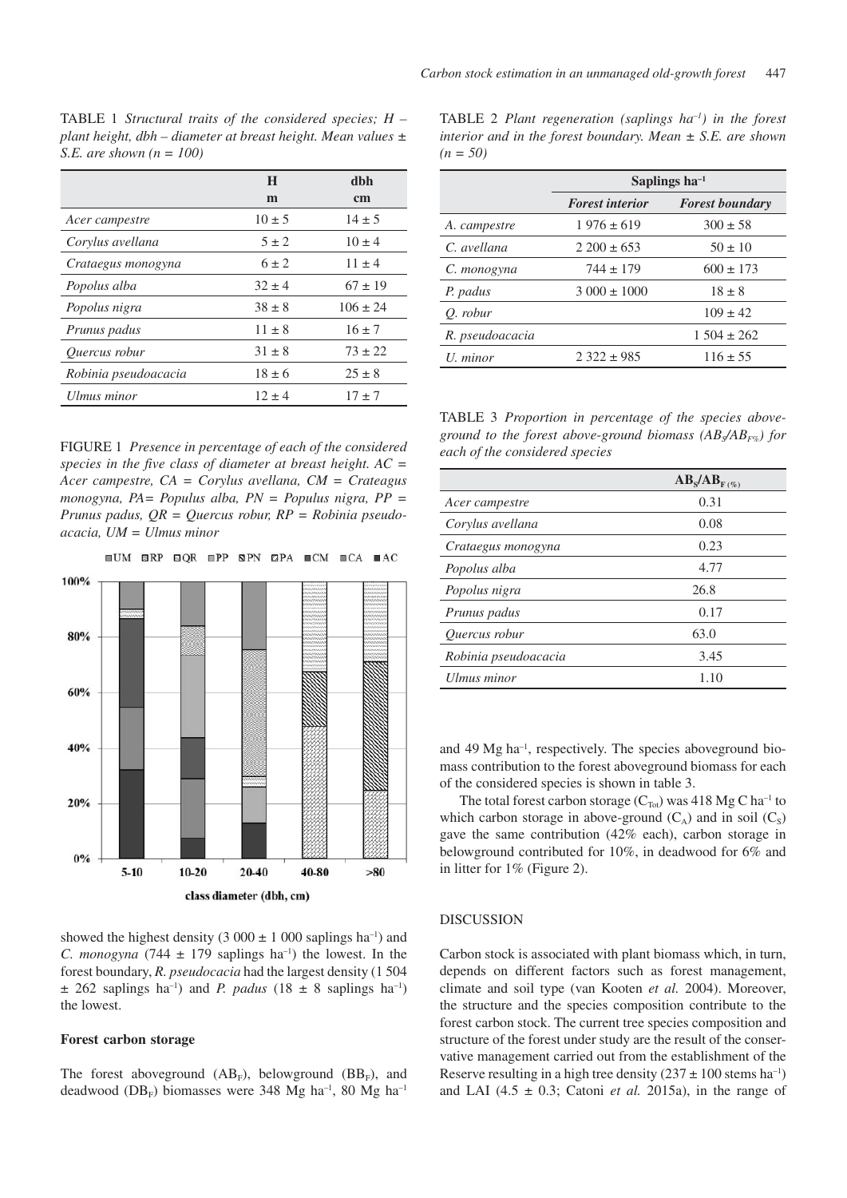TABLE 1 *Structural traits of the considered species; H – plant height, dbh – diameter at breast height. Mean values ± S.E. are shown (n = 100)*

| | H m | dbh cm |
|---|---|---|
| *Acer campestre* | 10 ± 5 | 14 ± 5 |
| *Corylus avellana* | 5 ± 2 | 10 ± 4 |
| *Crataegus monogyna* | 6 ± 2 | 11 ± 4 |
| *Popolus alba* | 32 ± 4 | 67 ± 19 |
| *Popolus nigra* | 38 ± 8 | 106 ± 24 |
| *Prunus padus* | 11 ± 8 | 16 ± 7 |
| *Quercus robur* | 31 ± 8 | 73 ± 22 |
| *Robinia pseudoacacia* | 18 ± 6 | 25 ± 8 |
| *Ulmus minor* | 12 ± 4 | 17 ± 7 |

FIGURE 1 *Presence in percentage of each of the considered species in the five class of diameter at breast height. AC = Acer campestre, CA = Corylus avellana, CM = Crateagus monogyna, PA= Populus alba, PN = Populus nigra, PP = Prunus padus, QR = Quercus robur, RP = Robinia pseudoacacia, UM = Ulmus minor*

showed the highest density (3 000 ± 1 000 saplings $ha^{-1}$) and *C. monogyna* (744 ± 179 saplings $ha^{-1}$) the lowest. In the forest boundary, *R. pseudocacia* had the largest density (1 504 ± 262 saplings $ha^{-1}$) and *P. padus* (18 ± 8 saplings $ha^{-1}$) the lowest.

### Forest carbon storage

The forest aboveground ($AB_F$), belowground ($BB_F$), and deadwood ($DB_F$) biomasses were 348 Mg $ha^{-1}$, 80 Mg $ha^{-1}$ and 49 Mg $ha^{-1}$, respectively. The species aboveground biomass contribution to the forest aboveground biomass for each of the considered species is shown in table 3.

The total forest carbon storage ($C_{Tot}$) was 418 Mg C $ha^{-1}$ to which carbon storage in above-ground ($C_A$) and in soil ($C_S$) gave the same contribution (42% each), carbon storage in belowground contributed for 10%, in deadwood for 6% and in litter for 1% (Figure 2).

TABLE 2 *Plant regeneration (saplings $ha^{-1}$) in the forest interior and in the forest boundary. Mean ± S.E. are shown (n = 50)*

| | Saplings $ha^{-1}$ | |
|---|---|---|
| | *Forest interior* | *Forest boundary* |
| *A. campestre* | 1 976 ± 619 | 300 ± 58 |
| *C. avellana* | 2 200 ± 653 | 50 ± 10 |
| *C. monogyna* | 744 ± 179 | 600 ± 173 |
| *P. padus* | 3 000 ± 1000 | 18 ± 8 |
| *Q. robur* | | 109 ± 42 |
| *R. pseudoacacia* | | 1 504 ± 262 |
| *U. minor* | 2 322 ± 985 | 116 ± 55 |

TABLE 3 *Proportion in percentage of the species above-ground to the forest above-ground biomass ($AB_S/AB_{F\%}$) for each of the considered species*

| | $AB_S/AB_{F\,(\%)}$ |
|---|---|
| *Acer campestre* | 0.31 |
| *Corylus avellana* | 0.08 |
| *Crataegus monogyna* | 0.23 |
| *Popolus alba* | 4.77 |
| *Popolus nigra* | 26.8 |
| *Prunus padus* | 0.17 |
| *Quercus robur* | 63.0 |
| *Robinia pseudoacacia* | 3.45 |
| *Ulmus minor* | 1.10 |

## DISCUSSION

Carbon stock is associated with plant biomass which, in turn, depends on different factors such as forest management, climate and soil type (van Kooten *et al.* 2004). Moreover, the structure and the species composition contribute to the forest carbon stock. The current tree species composition and structure of the forest under study are the result of the conservative management carried out from the establishment of the Reserve resulting in a high tree density (237 ± 100 stems $ha^{-1}$) and LAI (4.5 ± 0.3; Catoni *et al.* 2015a), in the range of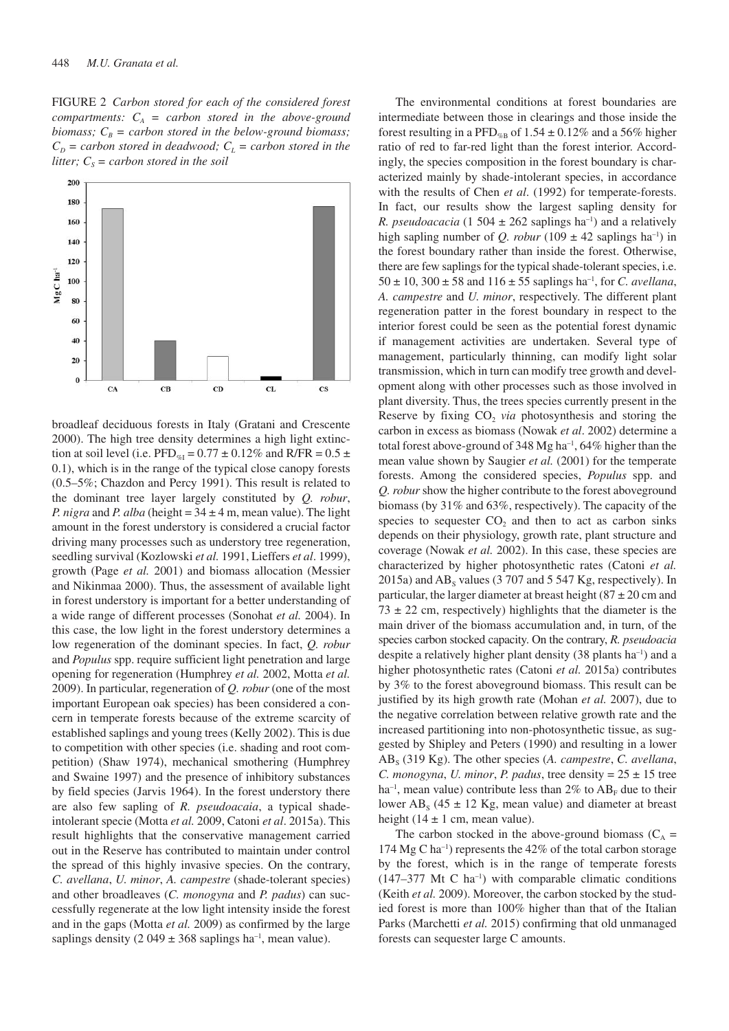FIGURE 2 *Carbon stored for each of the considered forest compartments: $C_A$ = carbon stored in the above-ground biomass; $C_B$ = carbon stored in the below-ground biomass; $C_D$ = carbon stored in deadwood; $C_L$ = carbon stored in the litter; $C_S$ = carbon stored in the soil*

broadleaf deciduous forests in Italy (Gratani and Crescente 2000). The high tree density determines a high light extinction at soil level (i.e. $PFD_{\%I} = 0.77 \pm 0.12\%$ and $R/FR = 0.5 \pm 0.1$), which is in the range of the typical close canopy forests (0.5–5%; Chazdon and Percy 1991). This result is related to the dominant tree layer largely constituted by *Q. robur*, *P. nigra* and *P. alba* (height = 34 ± 4 m, mean value). The light amount in the forest understory is considered a crucial factor driving many processes such as understory tree regeneration, seedling survival (Kozlowski *et al.* 1991, Lieffers *et al*. 1999), growth (Page *et al.* 2001) and biomass allocation (Messier and Nikinmaa 2000). Thus, the assessment of available light in forest understory is important for a better understanding of a wide range of different processes (Sonohat *et al.* 2004). In this case, the low light in the forest understory determines a low regeneration of the dominant species. In fact, *Q. robur* and *Populus* spp. require sufficient light penetration and large opening for regeneration (Humphrey *et al.* 2002, Motta *et al.* 2009). In particular, regeneration of *Q. robur* (one of the most important European oak species) has been considered a concern in temperate forests because of the extreme scarcity of established saplings and young trees (Kelly 2002). This is due to competition with other species (i.e. shading and root competition) (Shaw 1974), mechanical smothering (Humphrey and Swaine 1997) and the presence of inhibitory substances by field species (Jarvis 1964). In the forest understory there are also few sapling of *R. pseudoacaia*, a typical shade-intolerant specie (Motta *et al.* 2009, Catoni *et al*. 2015a). This result highlights that the conservative management carried out in the Reserve has contributed to maintain under control the spread of this highly invasive species. On the contrary, *C. avellana*, *U. minor*, *A. campestre* (shade-tolerant species) and other broadleaves (*C. monogyna* and *P. padus*) can successfully regenerate at the low light intensity inside the forest and in the gaps (Motta *et al.* 2009) as confirmed by the large saplings density (2 049 ± 368 saplings ha$^{-1}$, mean value).

The environmental conditions at forest boundaries are intermediate between those in clearings and those inside the forest resulting in a $PFD_{\%B}$ of 1.54 ± 0.12% and a 56% higher ratio of red to far-red light than the forest interior. Accordingly, the species composition in the forest boundary is characterized mainly by shade-intolerant species, in accordance with the results of Chen *et al*. (1992) for temperate-forests. In fact, our results show the largest sapling density for *R. pseudoacacia* (1 504 ± 262 saplings ha$^{-1}$) and a relatively high sapling number of *Q. robur* (109 ± 42 saplings ha$^{-1}$) in the forest boundary rather than inside the forest. Otherwise, there are few saplings for the typical shade-tolerant species, i.e. 50 ± 10, 300 ± 58 and 116 ± 55 saplings ha$^{-1}$, for *C. avellana*, *A. campestre* and *U. minor*, respectively. The different plant regeneration patter in the forest boundary in respect to the interior forest could be seen as the potential forest dynamic if management activities are undertaken. Several type of management, particularly thinning, can modify light solar transmission, which in turn can modify tree growth and development along with other processes such as those involved in plant diversity. Thus, the trees species currently present in the Reserve by fixing $CO_2$ *via* photosynthesis and storing the carbon in excess as biomass (Nowak *et al*. 2002) determine a total forest above-ground of 348 Mg ha$^{-1}$, 64% higher than the mean value shown by Saugier *et al.* (2001) for the temperate forests. Among the considered species, *Populus* spp. and *Q. robur* show the higher contribute to the forest aboveground biomass (by 31% and 63%, respectively). The capacity of the species to sequester $CO_2$ and then to act as carbon sinks depends on their physiology, growth rate, plant structure and coverage (Nowak *et al.* 2002). In this case, these species are characterized by higher photosynthetic rates (Catoni *et al.* 2015a) and $AB_S$ values (3 707 and 5 547 Kg, respectively). In particular, the larger diameter at breast height (87 ± 20 cm and 73 ± 22 cm, respectively) highlights that the diameter is the main driver of the biomass accumulation and, in turn, of the species carbon stocked capacity. On the contrary, *R. pseudoacacia* despite a relatively higher plant density (38 plants ha$^{-1}$) and a higher photosynthetic rates (Catoni *et al.* 2015a) contributes by 3% to the forest aboveground biomass. This result can be justified by its high growth rate (Mohan *et al.* 2007), due to the negative correlation between relative growth rate and the increased partitioning into non-photosynthetic tissue, as suggested by Shipley and Peters (1990) and resulting in a lower $AB_S$ (319 Kg). The other species (*A. campestre*, *C. avellana*, *C. monogyna*, *U. minor*, *P. padus*, tree density = 25 ± 15 tree ha$^{-1}$, mean value) contribute less than 2% to $AB_F$ due to their lower $AB_S$ (45 ± 12 Kg, mean value) and diameter at breast height (14 ± 1 cm, mean value).

The carbon stocked in the above-ground biomass ($C_A$ = 174 Mg C ha$^{-1}$) represents the 42% of the total carbon storage by the forest, which is in the range of temperate forests (147–377 Mt C ha$^{-1}$) with comparable climatic conditions (Keith *et al.* 2009). Moreover, the carbon stocked by the studied forest is more than 100% higher than that of the Italian Parks (Marchetti *et al.* 2015) confirming that old unmanaged forests can sequester large C amounts.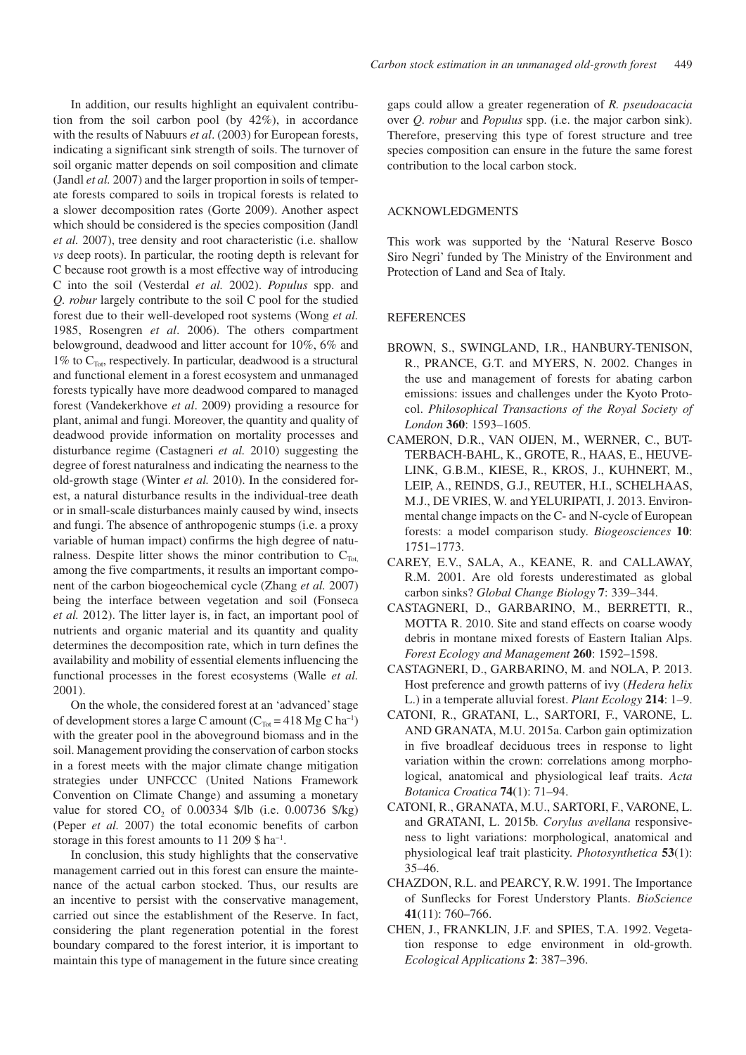In addition, our results highlight an equivalent contribution from the soil carbon pool (by 42%), in accordance with the results of Nabuurs *et al*. (2003) for European forests, indicating a significant sink strength of soils. The turnover of soil organic matter depends on soil composition and climate (Jandl *et al.* 2007) and the larger proportion in soils of temperate forests compared to soils in tropical forests is related to a slower decomposition rates (Gorte 2009). Another aspect which should be considered is the species composition (Jandl *et al.* 2007), tree density and root characteristic (i.e. shallow *vs* deep roots). In particular, the rooting depth is relevant for C because root growth is a most effective way of introducing C into the soil (Vesterdal *et al.* 2002). *Populus* spp. and *Q. robur* largely contribute to the soil C pool for the studied forest due to their well-developed root systems (Wong *et al.* 1985, Rosengren *et al*. 2006). The others compartment belowground, deadwood and litter account for 10%, 6% and 1% to $C_{Tot}$, respectively. In particular, deadwood is a structural and functional element in a forest ecosystem and unmanaged forests typically have more deadwood compared to managed forest (Vandekerkhove *et al*. 2009) providing a resource for plant, animal and fungi. Moreover, the quantity and quality of deadwood provide information on mortality processes and disturbance regime (Castagneri *et al.* 2010) suggesting the degree of forest naturalness and indicating the nearness to the old-growth stage (Winter *et al.* 2010). In the considered forest, a natural disturbance results in the individual-tree death or in small-scale disturbances mainly caused by wind, insects and fungi. The absence of anthropogenic stumps (i.e. a proxy variable of human impact) confirms the high degree of naturalness. Despite litter shows the minor contribution to $C_{Tot,}$ among the five compartments, it results an important component of the carbon biogeochemical cycle (Zhang *et al.* 2007) being the interface between vegetation and soil (Fonseca *et al.* 2012). The litter layer is, in fact, an important pool of nutrients and organic material and its quantity and quality determines the decomposition rate, which in turn defines the availability and mobility of essential elements influencing the functional processes in the forest ecosystems (Walle *et al.* 2001).

On the whole, the considered forest at an 'advanced' stage of development stores a large C amount ($C_{Tot}$ = 418 Mg C ha$^{-1}$) with the greater pool in the aboveground biomass and in the soil. Management providing the conservation of carbon stocks in a forest meets with the major climate change mitigation strategies under UNFCCC (United Nations Framework Convention on Climate Change) and assuming a monetary value for stored $CO_2$ of 0.00334 \$/lb (i.e. 0.00736 \$/kg) (Peper *et al.* 2007) the total economic benefits of carbon storage in this forest amounts to 11 209 \$ ha$^{-1}$.

In conclusion, this study highlights that the conservative management carried out in this forest can ensure the maintenance of the actual carbon stocked. Thus, our results are an incentive to persist with the conservative management, carried out since the establishment of the Reserve. In fact, considering the plant regeneration potential in the forest boundary compared to the forest interior, it is important to maintain this type of management in the future since creating gaps could allow a greater regeneration of *R. pseudoacacia* over *Q. robur* and *Populus* spp. (i.e. the major carbon sink). Therefore, preserving this type of forest structure and tree species composition can ensure in the future the same forest contribution to the local carbon stock.

## ACKNOWLEDGMENTS

This work was supported by the 'Natural Reserve Bosco Siro Negri' funded by The Ministry of the Environment and Protection of Land and Sea of Italy.

## REFERENCES

BROWN, S., SWINGLAND, I.R., HANBURY-TENISON, R., PRANCE, G.T. and MYERS, N. 2002. Changes in the use and management of forests for abating carbon emissions: issues and challenges under the Kyoto Protocol. *Philosophical Transactions of the Royal Society of London* **360**: 1593–1605.

CAMERON, D.R., VAN OIJEN, M., WERNER, C., BUTTERBACH-BAHL, K., GROTE, R., HAAS, E., HEUVELINK, G.B.M., KIESE, R., KROS, J., KUHNERT, M., LEIP, A., REINDS, G.J., REUTER, H.I., SCHELHAAS, M.J., DE VRIES, W. and YELURIPATI, J. 2013. Environmental change impacts on the C- and N-cycle of European forests: a model comparison study. *Biogeosciences* **10**: 1751–1773.

CAREY, E.V., SALA, A., KEANE, R. and CALLAWAY, R.M. 2001. Are old forests underestimated as global carbon sinks? *Global Change Biology* **7**: 339–344.

CASTAGNERI, D., GARBARINO, M., BERRETTI, R., MOTTA R. 2010. Site and stand effects on coarse woody debris in montane mixed forests of Eastern Italian Alps. *Forest Ecology and Management* **260**: 1592–1598.

CASTAGNERI, D., GARBARINO, M. and NOLA, P. 2013. Host preference and growth patterns of ivy (*Hedera helix* L.) in a temperate alluvial forest. *Plant Ecology* **214**: 1–9.

CATONI, R., GRATANI, L., SARTORI, F., VARONE, L. AND GRANATA, M.U. 2015a. Carbon gain optimization in five broadleaf deciduous trees in response to light variation within the crown: correlations among morphological, anatomical and physiological leaf traits. *Acta Botanica Croatica* **74**(1): 71–94.

CATONI, R., GRANATA, M.U., SARTORI, F., VARONE, L. and GRATANI, L. 2015b. *Corylus avellana* responsiveness to light variations: morphological, anatomical and physiological leaf trait plasticity. *Photosynthetica* **53**(1): 35–46.

CHAZDON, R.L. and PEARCY, R.W. 1991. The Importance of Sunflecks for Forest Understory Plants. *BioScience* **41**(11): 760–766.

CHEN, J., FRANKLIN, J.F. and SPIES, T.A. 1992. Vegetation response to edge environment in old-growth. *Ecological Applications* **2**: 387–396.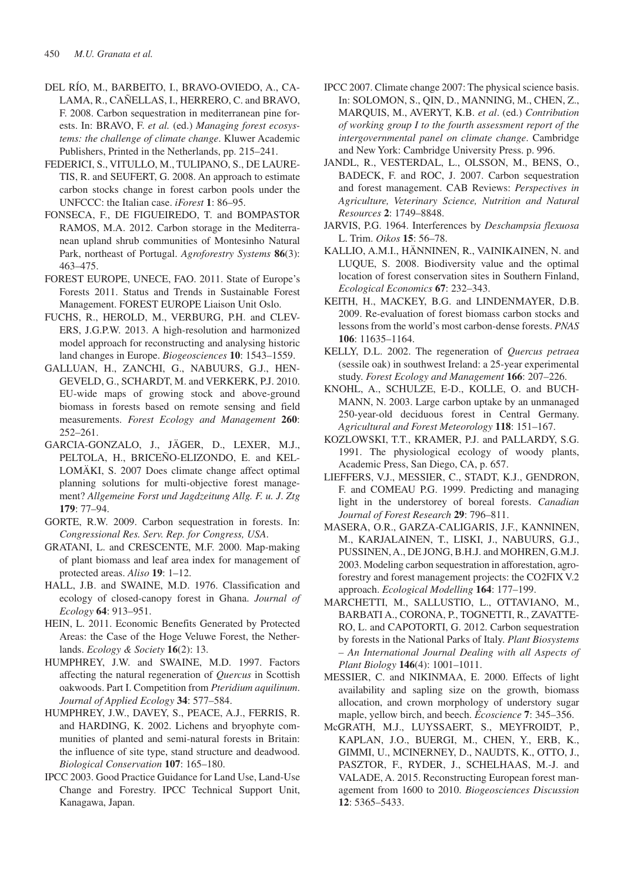DEL RÍO, M., BARBEITO, I., BRAVO-OVIEDO, A., CALAMA, R., CAÑELLAS, I., HERRERO, C. and BRAVO, F. 2008. Carbon sequestration in mediterranean pine forests. In: BRAVO, F. *et al.* (ed.) *Managing forest ecosystems: the challenge of climate change*. Kluwer Academic Publishers, Printed in the Netherlands, pp. 215–241.

FEDERICI, S., VITULLO, M., TULIPANO, S., DE LAURETIS, R. and SEUFERT, G. 2008. An approach to estimate carbon stocks change in forest carbon pools under the UNFCCC: the Italian case. *iForest* **1**: 86–95.

FONSECA, F., DE FIGUEIREDO, T. and BOMPASTOR RAMOS, M.A. 2012. Carbon storage in the Mediterranean upland shrub communities of Montesinho Natural Park, northeast of Portugal. *Agroforestry Systems* **86**(3): 463–475.

FOREST EUROPE, UNECE, FAO. 2011. State of Europe's Forests 2011. Status and Trends in Sustainable Forest Management. FOREST EUROPE Liaison Unit Oslo.

FUCHS, R., HEROLD, M., VERBURG, P.H. and CLEVERS, J.G.P.W. 2013. A high-resolution and harmonized model approach for reconstructing and analysing historic land changes in Europe. *Biogeosciences* **10**: 1543–1559.

GALLUAN, H., ZANCHI, G., NABUURS, G.J., HENGEVELD, G., SCHARDT, M. and VERKERK, P.J. 2010. EU-wide maps of growing stock and above-ground biomass in forests based on remote sensing and field measurements. *Forest Ecology and Management* **260**: 252–261.

GARCIA-GONZALO, J., JÄGER, D., LEXER, M.J., PELTOLA, H., BRICEÑO-ELIZONDO, E. and KELLOMÄKI, S. 2007 Does climate change affect optimal planning solutions for multi-objective forest management? *Allgemeine Forst und Jagdzeitung Allg. F. u. J. Ztg* **179**: 77–94.

GORTE, R.W. 2009. Carbon sequestration in forests. In: *Congressional Res. Serv. Rep. for Congress, USA*.

GRATANI, L. and CRESCENTE, M.F. 2000. Map-making of plant biomass and leaf area index for management of protected areas. *Aliso* **19**: 1–12.

HALL, J.B. and SWAINE, M.D. 1976. Classification and ecology of closed-canopy forest in Ghana. *Journal of Ecology* **64**: 913–951.

HEIN, L. 2011. Economic Benefits Generated by Protected Areas: the Case of the Hoge Veluwe Forest, the Netherlands. *Ecology & Society* **16**(2): 13.

HUMPHREY, J.W. and SWAINE, M.D. 1997. Factors affecting the natural regeneration of *Quercus* in Scottish oakwoods. Part I. Competition from *Pteridium aquilinum*. *Journal of Applied Ecology* **34**: 577–584.

HUMPHREY, J.W., DAVEY, S., PEACE, A.J., FERRIS, R. and HARDING, K. 2002. Lichens and bryophyte communities of planted and semi-natural forests in Britain: the influence of site type, stand structure and deadwood. *Biological Conservation* **107**: 165–180.

IPCC 2003. Good Practice Guidance for Land Use, Land-Use Change and Forestry. IPCC Technical Support Unit, Kanagawa, Japan.

IPCC 2007. Climate change 2007: The physical science basis. In: SOLOMON, S., QIN, D., MANNING, M., CHEN, Z., MARQUIS, M., AVERYT, K.B. *et al*. (ed.) *Contribution of working group I to the fourth assessment report of the intergovernmental panel on climate change*. Cambridge and New York: Cambridge University Press. p. 996.

JANDL, R., VESTERDAL, L., OLSSON, M., BENS, O., BADECK, F. and ROC, J. 2007. Carbon sequestration and forest management. CAB Reviews: *Perspectives in Agriculture, Veterinary Science, Nutrition and Natural Resources* **2**: 1749–8848.

JARVIS, P.G. 1964. Interferences by *Deschampsia flexuosa* L. Trim. *Oikos* **15**: 56–78.

KALLIO, A.M.I., HÄNNINEN, R., VAINIKAINEN, N. and LUQUE, S. 2008. Biodiversity value and the optimal location of forest conservation sites in Southern Finland, *Ecological Economics* **67**: 232–343.

KEITH, H., MACKEY, B.G. and LINDENMAYER, D.B. 2009. Re-evaluation of forest biomass carbon stocks and lessons from the world's most carbon-dense forests. *PNAS* **106**: 11635–1164.

KELLY, D.L. 2002. The regeneration of *Quercus petraea* (sessile oak) in southwest Ireland: a 25-year experimental study. *Forest Ecology and Management* **166**: 207–226.

KNOHL, A., SCHULZE, E-D., KOLLE, O. and BUCHMANN, N. 2003. Large carbon uptake by an unmanaged 250-year-old deciduous forest in Central Germany. *Agricultural and Forest Meteorology* **118**: 151–167.

KOZLOWSKI, T.T., KRAMER, P.J. and PALLARDY, S.G. 1991. The physiological ecology of woody plants, Academic Press, San Diego, CA, p. 657.

LIEFFERS, V.J., MESSIER, C., STADT, K.J., GENDRON, F. and COMEAU P.G. 1999. Predicting and managing light in the understorey of boreal forests. *Canadian Journal of Forest Research* **29**: 796–811.

MASERA, O.R., GARZA-CALIGARIS, J.F., KANNINEN, M., KARJALAINEN, T., LISKI, J., NABUURS, G.J., PUSSINEN, A., DE JONG, B.H.J. and MOHREN, G.M.J. 2003. Modeling carbon sequestration in afforestation, agroforestry and forest management projects: the CO2FIX V.2 approach. *Ecological Modelling* **164**: 177–199.

MARCHETTI, M., SALLUSTIO, L., OTTAVIANO, M., BARBATI A., CORONA, P., TOGNETTI, R., ZAVATTERO, L. and CAPOTORTI, G. 2012. Carbon sequestration by forests in the National Parks of Italy. *Plant Biosystems – An International Journal Dealing with all Aspects of Plant Biology* **146**(4): 1001–1011.

MESSIER, C. and NIKINMAA, E. 2000. Effects of light availability and sapling size on the growth, biomass allocation, and crown morphology of understory sugar maple, yellow birch, and beech. *Écoscience* **7**: 345–356.

McGRATH, M.J., LUYSSAERT, S., MEYFROIDT, P., KAPLAN, J.O., BUERGI, M., CHEN, Y., ERB, K., GIMMI, U., MCINERNEY, D., NAUDTS, K., OTTO, J., PASZTOR, F., RYDER, J., SCHELHAAS, M.-J. and VALADE, A. 2015. Reconstructing European forest management from 1600 to 2010. *Biogeosciences Discussion* **12**: 5365–5433.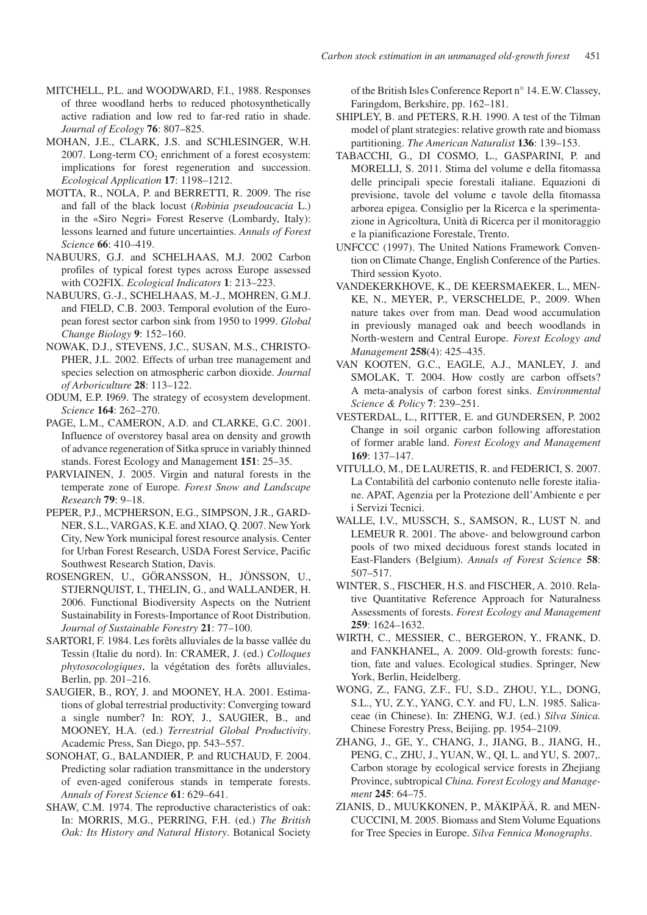MITCHELL, P.L. and WOODWARD, F.I., 1988. Responses of three woodland herbs to reduced photosynthetically active radiation and low red to far-red ratio in shade. *Journal of Ecology* **76**: 807–825.

MOHAN, J.E., CLARK, J.S. and SCHLESINGER, W.H. 2007. Long-term $CO_2$ enrichment of a forest ecosystem: implications for forest regeneration and succession. *Ecological Application* **17**: 1198–1212.

MOTTA, R., NOLA, P. and BERRETTI, R. 2009. The rise and fall of the black locust (*Robinia pseudoacacia* L.) in the «Siro Negri» Forest Reserve (Lombardy, Italy): lessons learned and future uncertainties. *Annals of Forest Science* **66**: 410–419.

NABUURS, G.J. and SCHELHAAS, M.J. 2002 Carbon profiles of typical forest types across Europe assessed with CO2FIX. *Ecological Indicators* **1**: 213–223.

NABUURS, G.-J., SCHELHAAS, M.-J., MOHREN, G.M.J. and FIELD, C.B. 2003. Temporal evolution of the European forest sector carbon sink from 1950 to 1999. *Global Change Biology* **9**: 152–160.

NOWAK, D.J., STEVENS, J.C., SUSAN, M.S., CHRISTOPHER, J.L. 2002. Effects of urban tree management and species selection on atmospheric carbon dioxide. *Journal of Arboriculture* **28**: 113–122.

ODUM, E.P. I969. The strategy of ecosystem development. *Science* **164**: 262–270.

PAGE, L.M., CAMERON, A.D. and CLARKE, G.C. 2001. Influence of overstorey basal area on density and growth of advance regeneration of Sitka spruce in variably thinned stands. Forest Ecology and Management **151**: 25–35.

PARVIAINEN, J. 2005. Virgin and natural forests in the temperate zone of Europe. *Forest Snow and Landscape Research* **79**: 9–18.

PEPER, P.J., MCPHERSON, E.G., SIMPSON, J.R., GARDNER, S.L., VARGAS, K.E. and XIAO, Q. 2007. New York City, New York municipal forest resource analysis. Center for Urban Forest Research, USDA Forest Service, Pacific Southwest Research Station, Davis.

ROSENGREN, U., GÖRANSSON, H., JÖNSSON, U., STJERNQUIST, I., THELIN, G., and WALLANDER, H. 2006. Functional Biodiversity Aspects on the Nutrient Sustainability in Forests-Importance of Root Distribution. *Journal of Sustainable Forestry* **21**: 77–100.

SARTORI, F. 1984. Les forêts alluviales de la basse vallée du Tessin (Italie du nord). In: CRAMER, J. (ed.) *Colloques phytosocologiques*, la végétation des forêts alluviales, Berlin, pp. 201–216.

SAUGIER, B., ROY, J. and MOONEY, H.A. 2001. Estimations of global terrestrial productivity: Converging toward a single number? In: ROY, J., SAUGIER, B., and MOONEY, H.A. (ed.) *Terrestrial Global Productivity*. Academic Press, San Diego, pp. 543–557.

SONOHAT, G., BALANDIER, P. and RUCHAUD, F. 2004. Predicting solar radiation transmittance in the understory of even-aged coniferous stands in temperate forests. *Annals of Forest Science* **61**: 629–641.

SHAW, C.M. 1974. The reproductive characteristics of oak: In: MORRIS, M.G., PERRING, F.H. (ed.) *The British Oak: Its History and Natural History*. Botanical Society of the British Isles Conference Report n° 14. E.W. Classey, Faringdom, Berkshire, pp. 162–181.

SHIPLEY, B. and PETERS, R.H. 1990. A test of the Tilman model of plant strategies: relative growth rate and biomass partitioning. *The American Naturalist* **136**: 139–153.

TABACCHI, G., DI COSMO, L., GASPARINI, P. and MORELLI, S. 2011. Stima del volume e della fitomassa delle principali specie forestali italiane. Equazioni di previsione, tavole del volume e tavole della fitomassa arborea epigea. Consiglio per la Ricerca e la sperimentazione in Agricoltura, Unità di Ricerca per il monitoraggio e la pianificazione Forestale, Trento.

UNFCCC (1997). The United Nations Framework Convention on Climate Change, English Conference of the Parties. Third session Kyoto.

VANDEKERKHOVE, K., DE KEERSMAEKER, L., MENKE, N., MEYER, P., VERSCHELDE, P., 2009. When nature takes over from man. Dead wood accumulation in previously managed oak and beech woodlands in North-western and Central Europe. *Forest Ecology and Management* **258**(4): 425–435.

VAN KOOTEN, G.C., EAGLE, A.J., MANLEY, J. and SMOLAK, T. 2004. How costly are carbon offsets? A meta-analysis of carbon forest sinks. *Environmental Science & Policy* **7**: 239–251.

VESTERDAL, L., RITTER, E. and GUNDERSEN, P. 2002 Change in soil organic carbon following afforestation of former arable land. *Forest Ecology and Management* **169**: 137–147.

VITULLO, M., DE LAURETIS, R. and FEDERICI, S. 2007. La Contabilità del carbonio contenuto nelle foreste italiane. APAT, Agenzia per la Protezione dell'Ambiente e per i Servizi Tecnici.

WALLE, I.V., MUSSCH, S., SAMSON, R., LUST N. and LEMEUR R. 2001. The above- and belowground carbon pools of two mixed deciduous forest stands located in East-Flanders (Belgium). *Annals of Forest Science* **58**: 507–517.

WINTER, S., FISCHER, H.S. and FISCHER, A. 2010. Relative Quantitative Reference Approach for Naturalness Assessments of forests. *Forest Ecology and Management* **259**: 1624–1632.

WIRTH, C., MESSIER, C., BERGERON, Y., FRANK, D. and FANKHANEL, A. 2009. Old-growth forests: function, fate and values. Ecological studies. Springer, New York, Berlin, Heidelberg.

WONG, Z., FANG, Z.F., FU, S.D., ZHOU, Y.L., DONG, S.L., YU, Z.Y., YANG, C.Y. and FU, L.N. 1985. Salicaceae (in Chinese). In: ZHENG, W.J. (ed.) *Silva Sinica.* Chinese Forestry Press, Beijing. pp. 1954–2109.

ZHANG, J., GE, Y., CHANG, J., JIANG, B., JIANG, H., PENG, C., ZHU, J., YUAN, W., QI, L. and YU, S. 2007,. Carbon storage by ecological service forests in Zhejiang Province, subtropical *China. Forest Ecology and Management* **245**: 64–75.

ZIANIS, D., MUUKKONEN, P., MÄKIPÄÄ, R. and MENCUCCINI, M. 2005. Biomass and Stem Volume Equations for Tree Species in Europe. *Silva Fennica Monographs*.